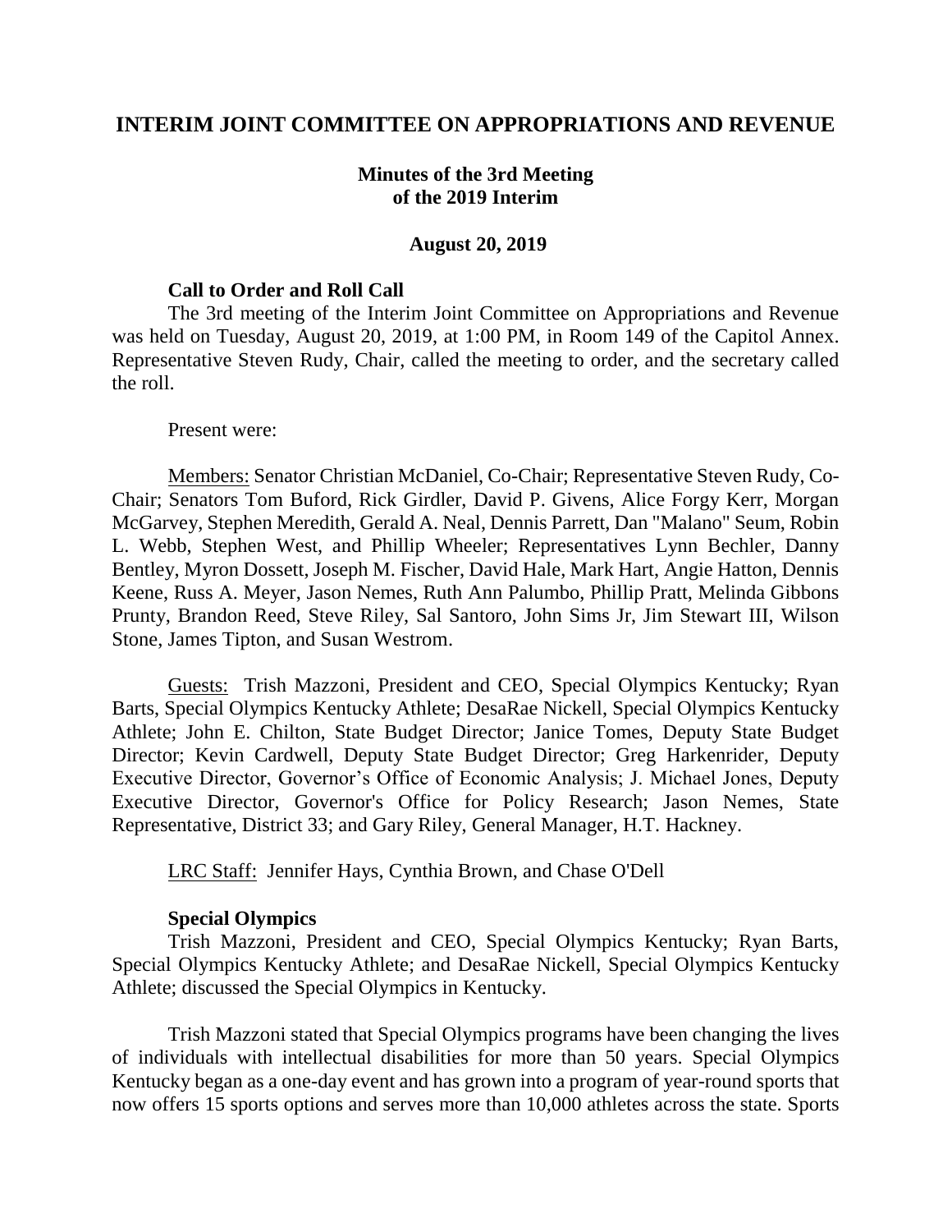# INTERIM JOINT COMMITTEE ON APPROPRIATIONS AND REVENUE

**Minutes of the 3rd Meeting of the 2019 Interim**

**August 20, 2019**

### Call to Order and Roll Call

The 3rd meeting of the Interim Joint Committee on Appropriations and Revenue was held on Tuesday, August 20, 2019, at 1:00 PM, in Room 149 of the Capitol Annex. Representative Steven Rudy, Chair, called the meeting to order, and the secretary called the roll.

Present were:

Members: Senator Christian McDaniel, Co-Chair; Representative Steven Rudy, Co-Chair; Senators Tom Buford, Rick Girdler, David P. Givens, Alice Forgy Kerr, Morgan McGarvey, Stephen Meredith, Gerald A. Neal, Dennis Parrett, Dan "Malano" Seum, Robin L. Webb, Stephen West, and Phillip Wheeler; Representatives Lynn Bechler, Danny Bentley, Myron Dossett, Joseph M. Fischer, David Hale, Mark Hart, Angie Hatton, Dennis Keene, Russ A. Meyer, Jason Nemes, Ruth Ann Palumbo, Phillip Pratt, Melinda Gibbons Prunty, Brandon Reed, Steve Riley, Sal Santoro, John Sims Jr, Jim Stewart III, Wilson Stone, James Tipton, and Susan Westrom.

Guests: Trish Mazzoni, President and CEO, Special Olympics Kentucky; Ryan Barts, Special Olympics Kentucky Athlete; DesaRae Nickell, Special Olympics Kentucky Athlete; John E. Chilton, State Budget Director; Janice Tomes, Deputy State Budget Director; Kevin Cardwell, Deputy State Budget Director; Greg Harkenrider, Deputy Executive Director, Governor's Office of Economic Analysis; J. Michael Jones, Deputy Executive Director, Governor's Office for Policy Research; Jason Nemes, State Representative, District 33; and Gary Riley, General Manager, H.T. Hackney.

LRC Staff: Jennifer Hays, Cynthia Brown, and Chase O'Dell

### Special Olympics

Trish Mazzoni, President and CEO, Special Olympics Kentucky; Ryan Barts, Special Olympics Kentucky Athlete; and DesaRae Nickell, Special Olympics Kentucky Athlete; discussed the Special Olympics in Kentucky.

Trish Mazzoni stated that Special Olympics programs have been changing the lives of individuals with intellectual disabilities for more than 50 years. Special Olympics Kentucky began as a one-day event and has grown into a program of year-round sports that now offers 15 sports options and serves more than 10,000 athletes across the state. Sports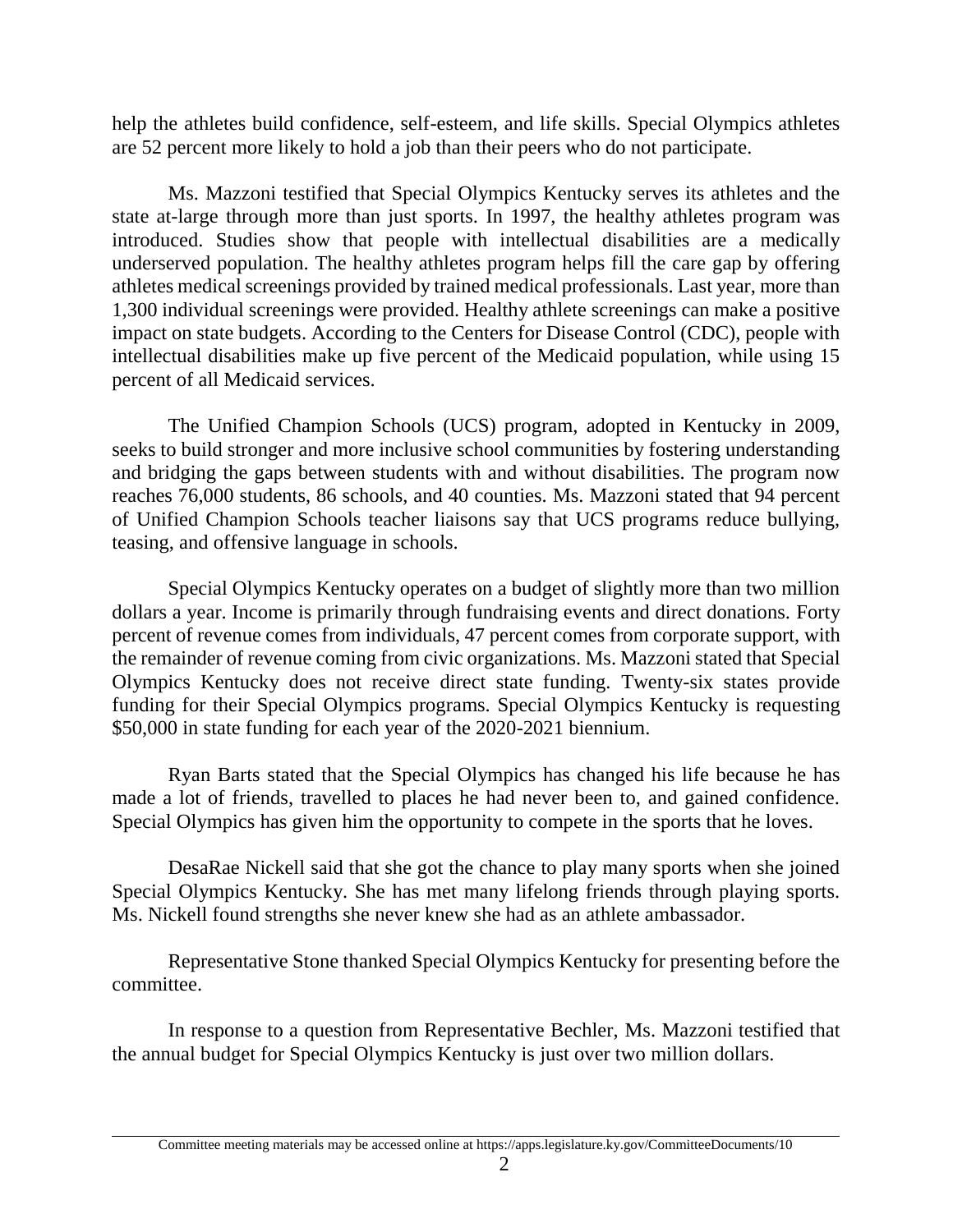help the athletes build confidence, self-esteem, and life skills. Special Olympics athletes are 52 percent more likely to hold a job than their peers who do not participate.

Ms. Mazzoni testified that Special Olympics Kentucky serves its athletes and the state at-large through more than just sports. In 1997, the healthy athletes program was introduced. Studies show that people with intellectual disabilities are a medically underserved population. The healthy athletes program helps fill the care gap by offering athletes medical screenings provided by trained medical professionals. Last year, more than 1,300 individual screenings were provided. Healthy athlete screenings can make a positive impact on state budgets. According to the Centers for Disease Control (CDC), people with intellectual disabilities make up five percent of the Medicaid population, while using 15 percent of all Medicaid services.

The Unified Champion Schools (UCS) program, adopted in Kentucky in 2009, seeks to build stronger and more inclusive school communities by fostering understanding and bridging the gaps between students with and without disabilities. The program now reaches 76,000 students, 86 schools, and 40 counties. Ms. Mazzoni stated that 94 percent of Unified Champion Schools teacher liaisons say that UCS programs reduce bullying, teasing, and offensive language in schools.

Special Olympics Kentucky operates on a budget of slightly more than two million dollars a year. Income is primarily through fundraising events and direct donations. Forty percent of revenue comes from individuals, 47 percent comes from corporate support, with the remainder of revenue coming from civic organizations. Ms. Mazzoni stated that Special Olympics Kentucky does not receive direct state funding. Twenty-six states provide funding for their Special Olympics programs. Special Olympics Kentucky is requesting $50,000 in state funding for each year of the 2020-2021 biennium.

Ryan Barts stated that the Special Olympics has changed his life because he has made a lot of friends, travelled to places he had never been to, and gained confidence. Special Olympics has given him the opportunity to compete in the sports that he loves.

DesaRae Nickell said that she got the chance to play many sports when she joined Special Olympics Kentucky. She has met many lifelong friends through playing sports. Ms. Nickell found strengths she never knew she had as an athlete ambassador.

Representative Stone thanked Special Olympics Kentucky for presenting before the committee.

In response to a question from Representative Bechler, Ms. Mazzoni testified that the annual budget for Special Olympics Kentucky is just over two million dollars.

Committee meeting materials may be accessed online at https://apps.legislature.ky.gov/CommitteeDocuments/10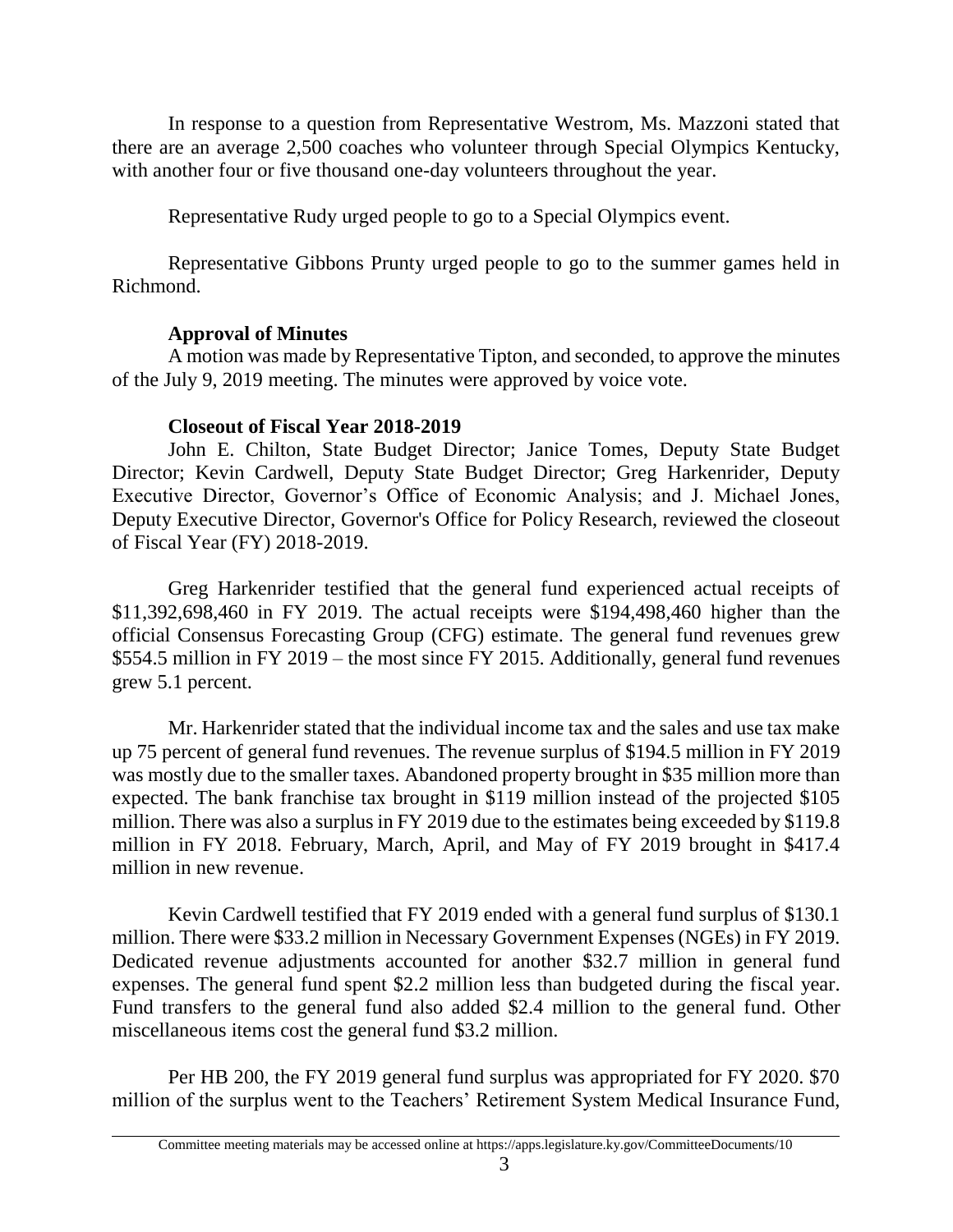In response to a question from Representative Westrom, Ms. Mazzoni stated that there are an average 2,500 coaches who volunteer through Special Olympics Kentucky, with another four or five thousand one-day volunteers throughout the year.

Representative Rudy urged people to go to a Special Olympics event.

Representative Gibbons Prunty urged people to go to the summer games held in Richmond.

**Approval of Minutes**

A motion was made by Representative Tipton, and seconded, to approve the minutes of the July 9, 2019 meeting. The minutes were approved by voice vote.

**Closeout of Fiscal Year 2018-2019**

John E. Chilton, State Budget Director; Janice Tomes, Deputy State Budget Director; Kevin Cardwell, Deputy State Budget Director; Greg Harkenrider, Deputy Executive Director, Governor's Office of Economic Analysis; and J. Michael Jones, Deputy Executive Director, Governor's Office for Policy Research, reviewed the closeout of Fiscal Year (FY) 2018-2019.

Greg Harkenrider testified that the general fund experienced actual receipts of $11,392,698,460 in FY 2019. The actual receipts were $194,498,460 higher than the official Consensus Forecasting Group (CFG) estimate. The general fund revenues grew $554.5 million in FY 2019 – the most since FY 2015. Additionally, general fund revenues grew 5.1 percent.

Mr. Harkenrider stated that the individual income tax and the sales and use tax make up 75 percent of general fund revenues. The revenue surplus of $194.5 million in FY 2019 was mostly due to the smaller taxes. Abandoned property brought in $35 million more than expected. The bank franchise tax brought in $119 million instead of the projected $105 million. There was also a surplus in FY 2019 due to the estimates being exceeded by $119.8 million in FY 2018. February, March, April, and May of FY 2019 brought in $417.4 million in new revenue.

Kevin Cardwell testified that FY 2019 ended with a general fund surplus of $130.1 million. There were $33.2 million in Necessary Government Expenses (NGEs) in FY 2019. Dedicated revenue adjustments accounted for another $32.7 million in general fund expenses. The general fund spent $2.2 million less than budgeted during the fiscal year. Fund transfers to the general fund also added $2.4 million to the general fund. Other miscellaneous items cost the general fund $3.2 million.

Per HB 200, the FY 2019 general fund surplus was appropriated for FY 2020. $70 million of the surplus went to the Teachers' Retirement System Medical Insurance Fund,

Committee meeting materials may be accessed online at https://apps.legislature.ky.gov/CommitteeDocuments/10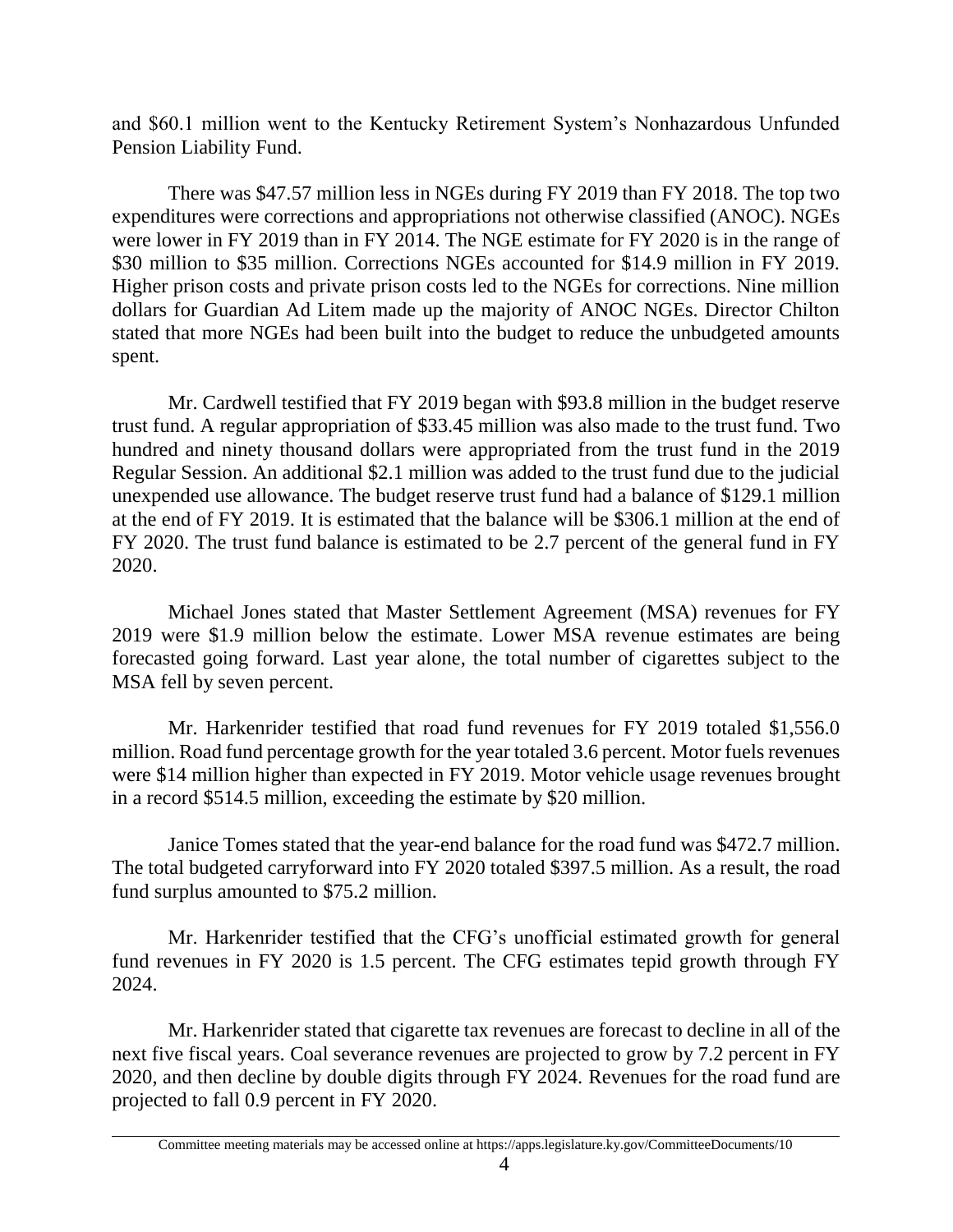and $60.1 million went to the Kentucky Retirement System's Nonhazardous Unfunded Pension Liability Fund.

There was $47.57 million less in NGEs during FY 2019 than FY 2018. The top two expenditures were corrections and appropriations not otherwise classified (ANOC). NGEs were lower in FY 2019 than in FY 2014. The NGE estimate for FY 2020 is in the range of $30 million to $35 million. Corrections NGEs accounted for $14.9 million in FY 2019. Higher prison costs and private prison costs led to the NGEs for corrections. Nine million dollars for Guardian Ad Litem made up the majority of ANOC NGEs. Director Chilton stated that more NGEs had been built into the budget to reduce the unbudgeted amounts spent.

Mr. Cardwell testified that FY 2019 began with $93.8 million in the budget reserve trust fund. A regular appropriation of $33.45 million was also made to the trust fund. Two hundred and ninety thousand dollars were appropriated from the trust fund in the 2019 Regular Session. An additional $2.1 million was added to the trust fund due to the judicial unexpended use allowance. The budget reserve trust fund had a balance of $129.1 million at the end of FY 2019. It is estimated that the balance will be $306.1 million at the end of FY 2020. The trust fund balance is estimated to be 2.7 percent of the general fund in FY 2020.

Michael Jones stated that Master Settlement Agreement (MSA) revenues for FY 2019 were $1.9 million below the estimate. Lower MSA revenue estimates are being forecasted going forward. Last year alone, the total number of cigarettes subject to the MSA fell by seven percent.

Mr. Harkenrider testified that road fund revenues for FY 2019 totaled $1,556.0 million. Road fund percentage growth for the year totaled 3.6 percent. Motor fuels revenues were $14 million higher than expected in FY 2019. Motor vehicle usage revenues brought in a record $514.5 million, exceeding the estimate by $20 million.

Janice Tomes stated that the year-end balance for the road fund was $472.7 million. The total budgeted carryforward into FY 2020 totaled $397.5 million. As a result, the road fund surplus amounted to $75.2 million.

Mr. Harkenrider testified that the CFG's unofficial estimated growth for general fund revenues in FY 2020 is 1.5 percent. The CFG estimates tepid growth through FY 2024.

Mr. Harkenrider stated that cigarette tax revenues are forecast to decline in all of the next five fiscal years. Coal severance revenues are projected to grow by 7.2 percent in FY 2020, and then decline by double digits through FY 2024. Revenues for the road fund are projected to fall 0.9 percent in FY 2020.

Committee meeting materials may be accessed online at https://apps.legislature.ky.gov/CommitteeDocuments/10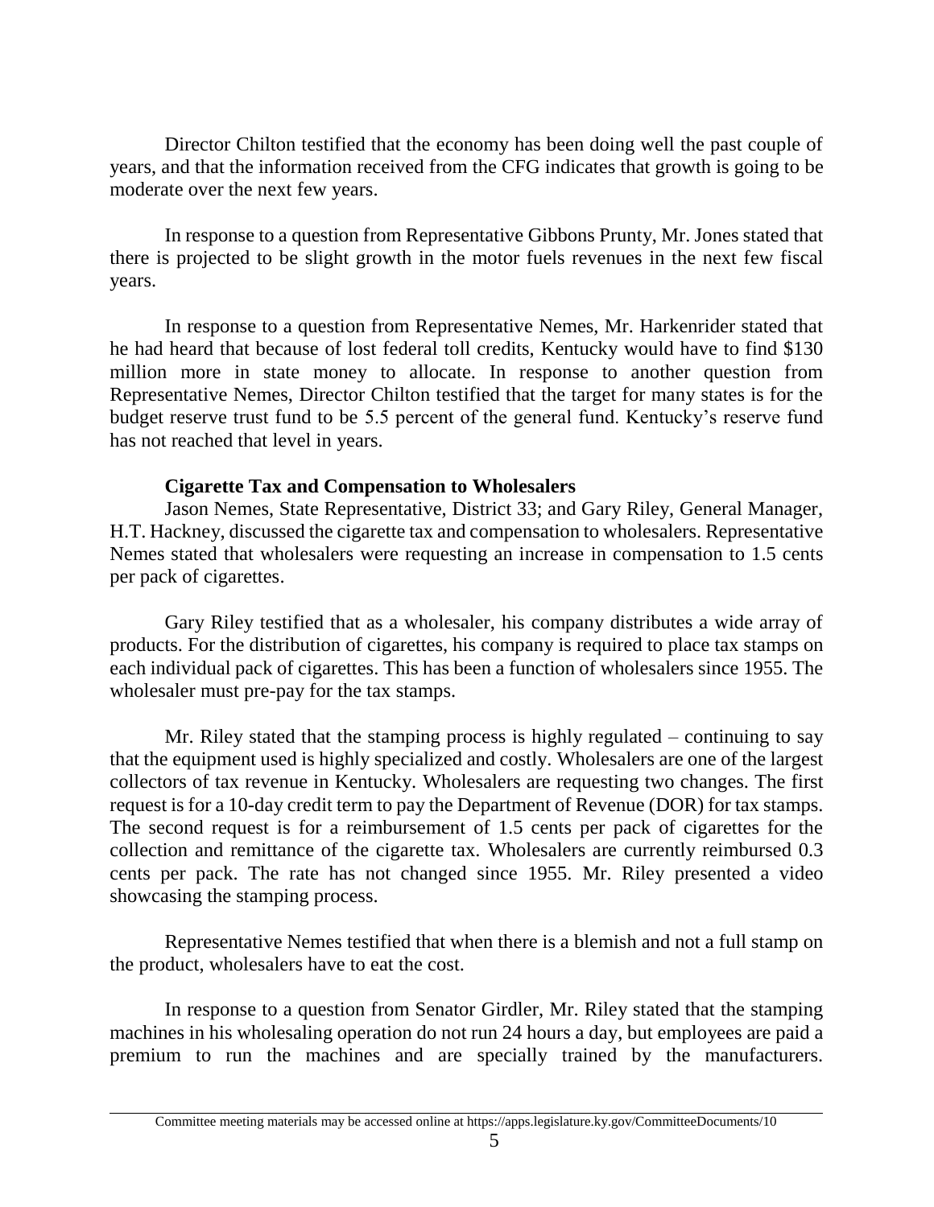Director Chilton testified that the economy has been doing well the past couple of years, and that the information received from the CFG indicates that growth is going to be moderate over the next few years.

In response to a question from Representative Gibbons Prunty, Mr. Jones stated that there is projected to be slight growth in the motor fuels revenues in the next few fiscal years.

In response to a question from Representative Nemes, Mr. Harkenrider stated that he had heard that because of lost federal toll credits, Kentucky would have to find $130 million more in state money to allocate. In response to another question from Representative Nemes, Director Chilton testified that the target for many states is for the budget reserve trust fund to be 5.5 percent of the general fund. Kentucky's reserve fund has not reached that level in years.

**Cigarette Tax and Compensation to Wholesalers**

Jason Nemes, State Representative, District 33; and Gary Riley, General Manager, H.T. Hackney, discussed the cigarette tax and compensation to wholesalers. Representative Nemes stated that wholesalers were requesting an increase in compensation to 1.5 cents per pack of cigarettes.

Gary Riley testified that as a wholesaler, his company distributes a wide array of products. For the distribution of cigarettes, his company is required to place tax stamps on each individual pack of cigarettes. This has been a function of wholesalers since 1955. The wholesaler must pre-pay for the tax stamps.

Mr. Riley stated that the stamping process is highly regulated – continuing to say that the equipment used is highly specialized and costly. Wholesalers are one of the largest collectors of tax revenue in Kentucky. Wholesalers are requesting two changes. The first request is for a 10-day credit term to pay the Department of Revenue (DOR) for tax stamps. The second request is for a reimbursement of 1.5 cents per pack of cigarettes for the collection and remittance of the cigarette tax. Wholesalers are currently reimbursed 0.3 cents per pack. The rate has not changed since 1955. Mr. Riley presented a video showcasing the stamping process.

Representative Nemes testified that when there is a blemish and not a full stamp on the product, wholesalers have to eat the cost.

In response to a question from Senator Girdler, Mr. Riley stated that the stamping machines in his wholesaling operation do not run 24 hours a day, but employees are paid a premium to run the machines and are specially trained by the manufacturers.

Committee meeting materials may be accessed online at https://apps.legislature.ky.gov/CommitteeDocuments/10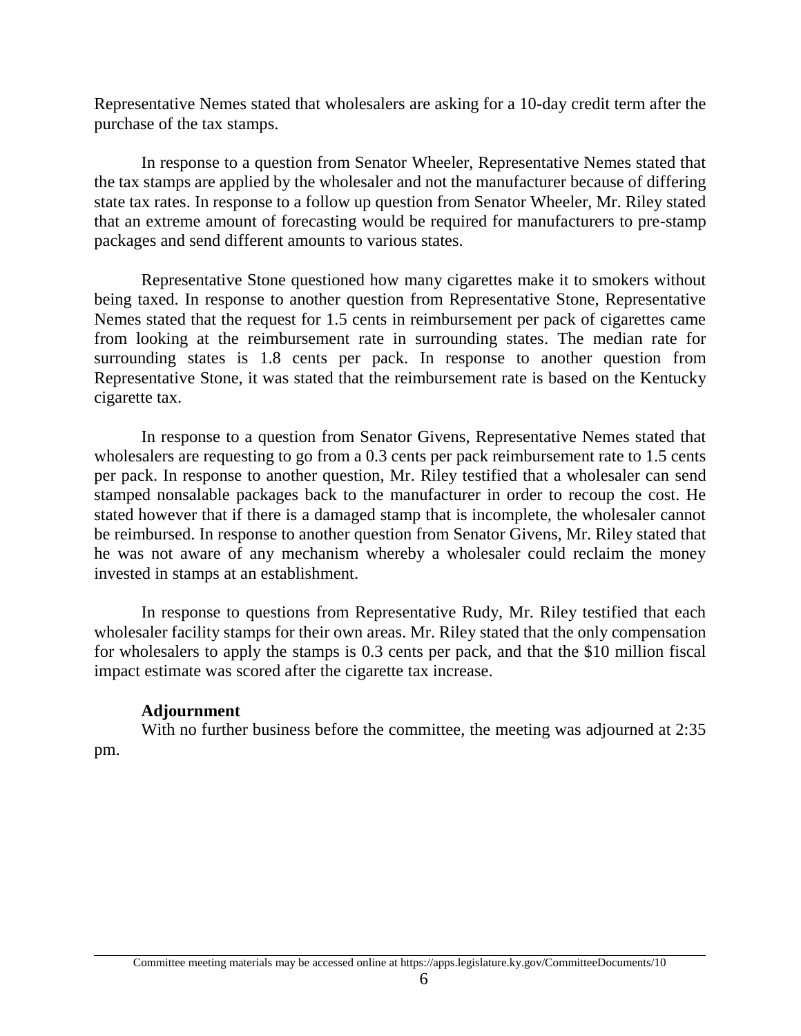Representative Nemes stated that wholesalers are asking for a 10-day credit term after the purchase of the tax stamps.

In response to a question from Senator Wheeler, Representative Nemes stated that the tax stamps are applied by the wholesaler and not the manufacturer because of differing state tax rates. In response to a follow up question from Senator Wheeler, Mr. Riley stated that an extreme amount of forecasting would be required for manufacturers to pre-stamp packages and send different amounts to various states.

Representative Stone questioned how many cigarettes make it to smokers without being taxed. In response to another question from Representative Stone, Representative Nemes stated that the request for 1.5 cents in reimbursement per pack of cigarettes came from looking at the reimbursement rate in surrounding states. The median rate for surrounding states is 1.8 cents per pack. In response to another question from Representative Stone, it was stated that the reimbursement rate is based on the Kentucky cigarette tax.

In response to a question from Senator Givens, Representative Nemes stated that wholesalers are requesting to go from a 0.3 cents per pack reimbursement rate to 1.5 cents per pack. In response to another question, Mr. Riley testified that a wholesaler can send stamped nonsalable packages back to the manufacturer in order to recoup the cost. He stated however that if there is a damaged stamp that is incomplete, the wholesaler cannot be reimbursed. In response to another question from Senator Givens, Mr. Riley stated that he was not aware of any mechanism whereby a wholesaler could reclaim the money invested in stamps at an establishment.

In response to questions from Representative Rudy, Mr. Riley testified that each wholesaler facility stamps for their own areas. Mr. Riley stated that the only compensation for wholesalers to apply the stamps is 0.3 cents per pack, and that the $10 million fiscal impact estimate was scored after the cigarette tax increase.

**Adjournment**

With no further business before the committee, the meeting was adjourned at 2:35 pm.

Committee meeting materials may be accessed online at https://apps.legislature.ky.gov/CommitteeDocuments/10